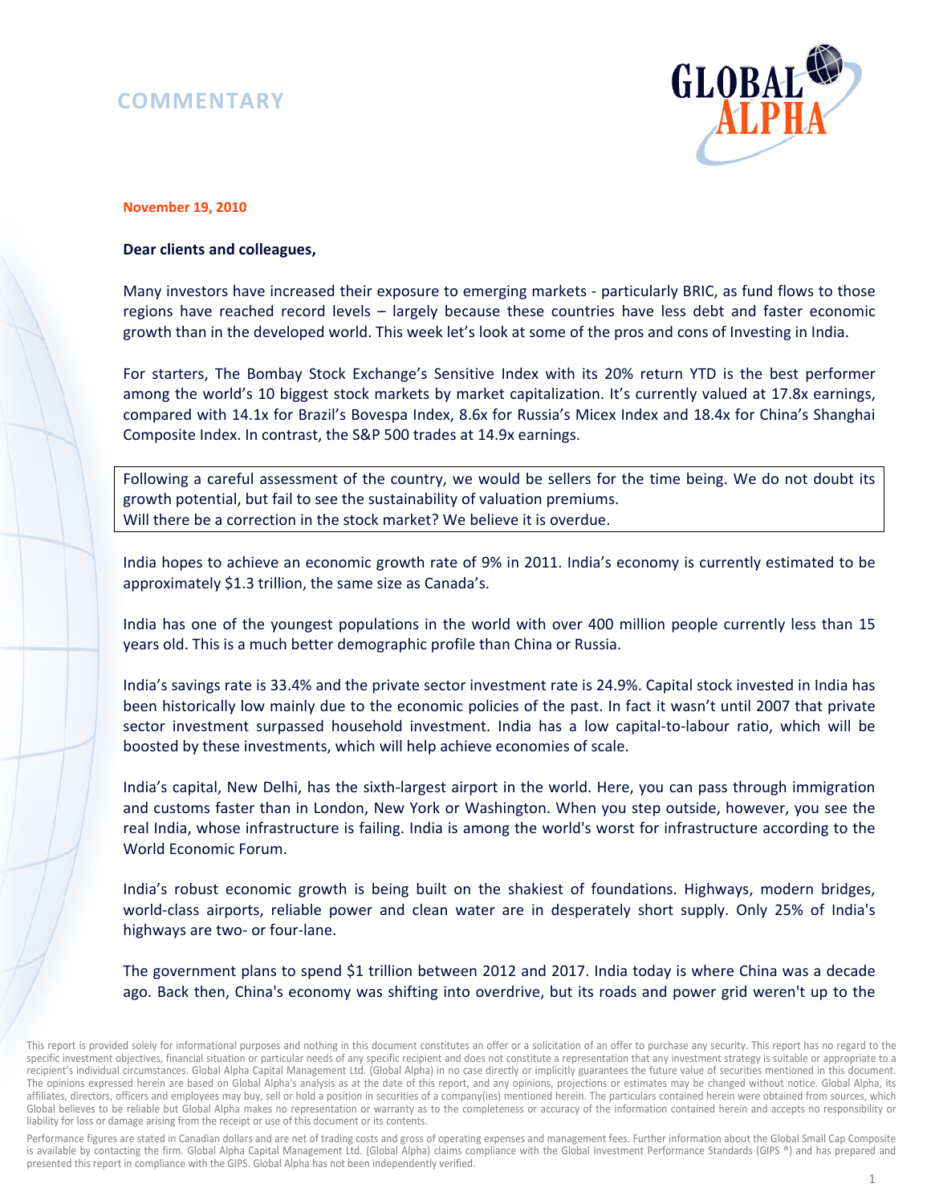# COMMENTARY

**November 19, 2010**

**Dear clients and colleagues,**

Many investors have increased their exposure to emerging markets - particularly BRIC, as fund flows to those regions have reached record levels – largely because these countries have less debt and faster economic growth than in the developed world. This week let's look at some of the pros and cons of Investing in India.

For starters, The Bombay Stock Exchange's Sensitive Index with its 20% return YTD is the best performer among the world's 10 biggest stock markets by market capitalization. It's currently valued at 17.8x earnings, compared with 14.1x for Brazil's Bovespa Index, 8.6x for Russia's Micex Index and 18.4x for China's Shanghai Composite Index. In contrast, the S&P 500 trades at 14.9x earnings.

> Following a careful assessment of the country, we would be sellers for the time being. We do not doubt its growth potential, but fail to see the sustainability of valuation premiums.
> Will there be a correction in the stock market? We believe it is overdue.

India hopes to achieve an economic growth rate of 9% in 2011. India's economy is currently estimated to be approximately $1.3 trillion, the same size as Canada's.

India has one of the youngest populations in the world with over 400 million people currently less than 15 years old. This is a much better demographic profile than China or Russia.

India's savings rate is 33.4% and the private sector investment rate is 24.9%. Capital stock invested in India has been historically low mainly due to the economic policies of the past. In fact it wasn't until 2007 that private sector investment surpassed household investment. India has a low capital-to-labour ratio, which will be boosted by these investments, which will help achieve economies of scale.

India's capital, New Delhi, has the sixth-largest airport in the world. Here, you can pass through immigration and customs faster than in London, New York or Washington. When you step outside, however, you see the real India, whose infrastructure is failing. India is among the world's worst for infrastructure according to the World Economic Forum.

India's robust economic growth is being built on the shakiest of foundations. Highways, modern bridges, world-class airports, reliable power and clean water are in desperately short supply. Only 25% of India's highways are two- or four-lane.

The government plans to spend $1 trillion between 2012 and 2017. India today is where China was a decade ago. Back then, China's economy was shifting into overdrive, but its roads and power grid weren't up to the

This report is provided solely for informational purposes and nothing in this document constitutes an offer or a solicitation of an offer to purchase any security. This report has no regard to the specific investment objectives, financial situation or particular needs of any specific recipient and does not constitute a representation that any investment strategy is suitable or appropriate to a recipient's individual circumstances. Global Alpha Capital Management Ltd. (Global Alpha) in no case directly or implicitly guarantees the future value of securities mentioned in this document. The opinions expressed herein are based on Global Alpha's analysis as at the date of this report, and any opinions, projections or estimates may be changed without notice. Global Alpha, its affiliates, directors, officers and employees may buy, sell or hold a position in securities of a company(ies) mentioned herein. The particulars contained herein were obtained from sources, which Global believes to be reliable but Global Alpha makes no representation or warranty as to the completeness or accuracy of the information contained herein and accepts no responsibility or liability for loss or damage arising from the receipt or use of this document or its contents.

Performance figures are stated in Canadian dollars and are net of trading costs and gross of operating expenses and management fees. Further information about the Global Small Cap Composite is available by contacting the firm. Global Alpha Capital Management Ltd. (Global Alpha) claims compliance with the Global Investment Performance Standards (GIPS ®) and has prepared and presented this report in compliance with the GIPS. Global Alpha has not been independently verified.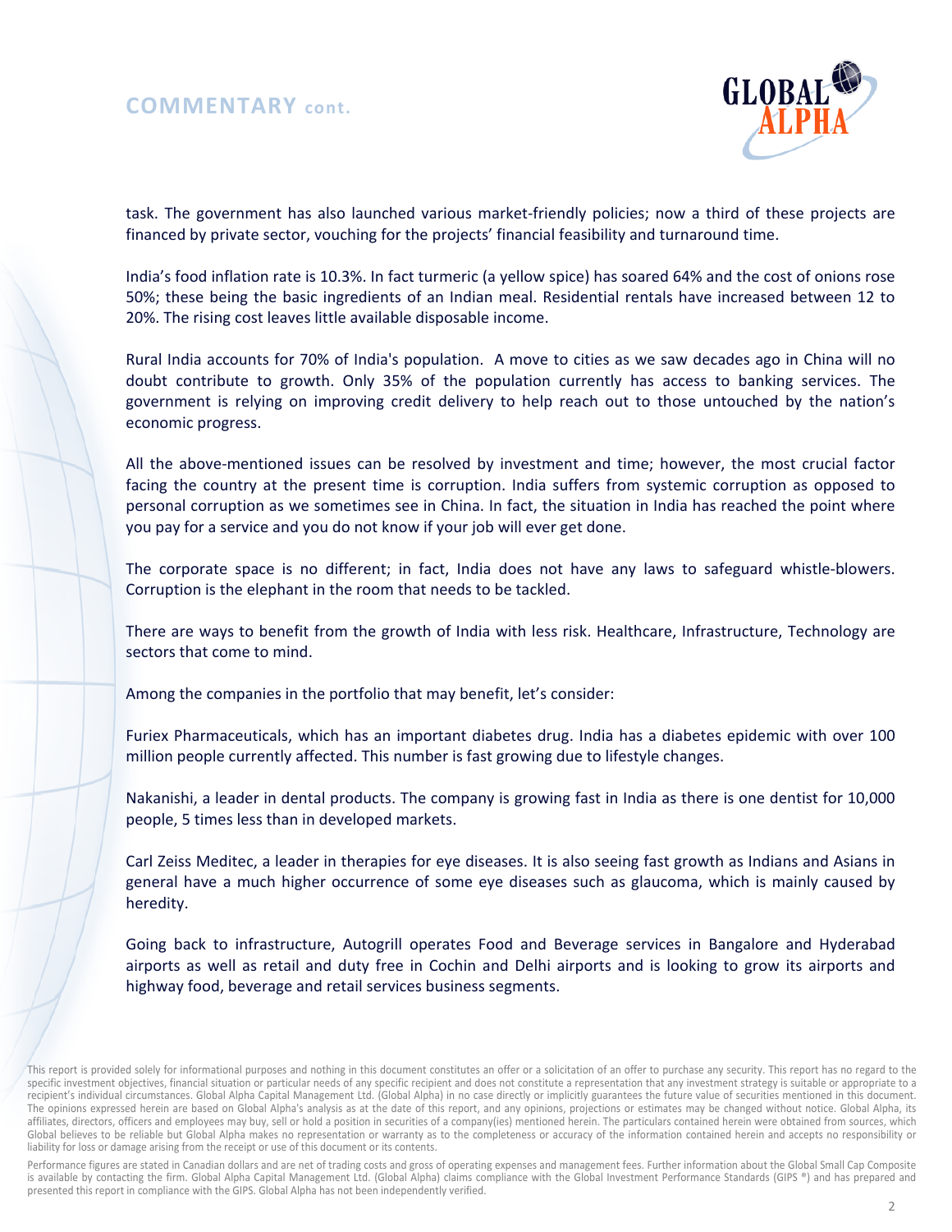## COMMENTARY cont.

task. The government has also launched various market-friendly policies; now a third of these projects are financed by private sector, vouching for the projects' financial feasibility and turnaround time.

India's food inflation rate is 10.3%. In fact turmeric (a yellow spice) has soared 64% and the cost of onions rose 50%; these being the basic ingredients of an Indian meal. Residential rentals have increased between 12 to 20%. The rising cost leaves little available disposable income.

Rural India accounts for 70% of India's population. A move to cities as we saw decades ago in China will no doubt contribute to growth. Only 35% of the population currently has access to banking services. The government is relying on improving credit delivery to help reach out to those untouched by the nation's economic progress.

All the above-mentioned issues can be resolved by investment and time; however, the most crucial factor facing the country at the present time is corruption. India suffers from systemic corruption as opposed to personal corruption as we sometimes see in China. In fact, the situation in India has reached the point where you pay for a service and you do not know if your job will ever get done.

The corporate space is no different; in fact, India does not have any laws to safeguard whistle-blowers. Corruption is the elephant in the room that needs to be tackled.

There are ways to benefit from the growth of India with less risk. Healthcare, Infrastructure, Technology are sectors that come to mind.

Among the companies in the portfolio that may benefit, let's consider:

Furiex Pharmaceuticals, which has an important diabetes drug. India has a diabetes epidemic with over 100 million people currently affected. This number is fast growing due to lifestyle changes.

Nakanishi, a leader in dental products. The company is growing fast in India as there is one dentist for 10,000 people, 5 times less than in developed markets.

Carl Zeiss Meditec, a leader in therapies for eye diseases. It is also seeing fast growth as Indians and Asians in general have a much higher occurrence of some eye diseases such as glaucoma, which is mainly caused by heredity.

Going back to infrastructure, Autogrill operates Food and Beverage services in Bangalore and Hyderabad airports as well as retail and duty free in Cochin and Delhi airports and is looking to grow its airports and highway food, beverage and retail services business segments.

This report is provided solely for informational purposes and nothing in this document constitutes an offer or a solicitation of an offer to purchase any security. This report has no regard to the specific investment objectives, financial situation or particular needs of any specific recipient and does not constitute a representation that any investment strategy is suitable or appropriate to a recipient's individual circumstances. Global Alpha Capital Management Ltd. (Global Alpha) in no case directly or implicitly guarantees the future value of securities mentioned in this document. The opinions expressed herein are based on Global Alpha's analysis as at the date of this report, and any opinions, projections or estimates may be changed without notice. Global Alpha, its affiliates, directors, officers and employees may buy, sell or hold a position in securities of a company(ies) mentioned herein. The particulars contained herein were obtained from sources, which Global believes to be reliable but Global Alpha makes no representation or warranty as to the completeness or accuracy of the information contained herein and accepts no responsibility or liability for loss or damage arising from the receipt or use of this document or its contents.

Performance figures are stated in Canadian dollars and are net of trading costs and gross of operating expenses and management fees. Further information about the Global Small Cap Composite is available by contacting the firm. Global Alpha Capital Management Ltd. (Global Alpha) claims compliance with the Global Investment Performance Standards (GIPS ®) and has prepared and presented this report in compliance with the GIPS. Global Alpha has not been independently verified.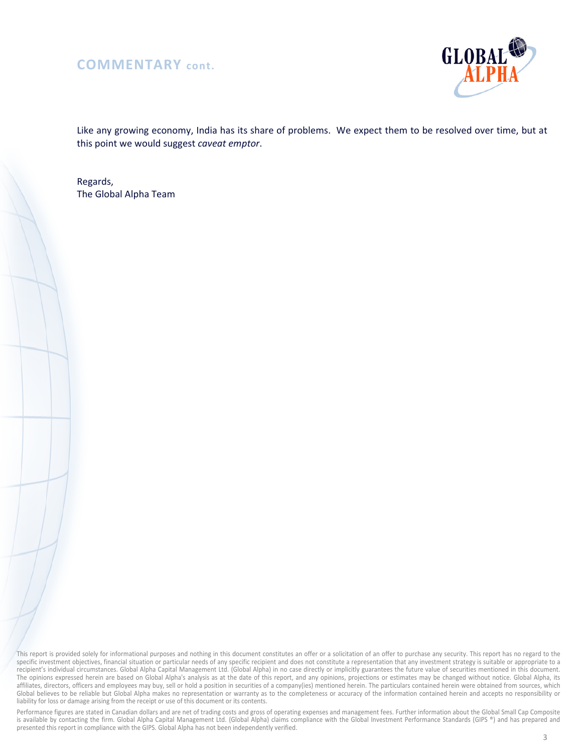## COMMENTARY cont.

Like any growing economy, India has its share of problems. We expect them to be resolved over time, but at this point we would suggest *caveat emptor*.

Regards,
The Global Alpha Team

This report is provided solely for informational purposes and nothing in this document constitutes an offer or a solicitation of an offer to purchase any security. This report has no regard to the specific investment objectives, financial situation or particular needs of any specific recipient and does not constitute a representation that any investment strategy is suitable or appropriate to a recipient's individual circumstances. Global Alpha Capital Management Ltd. (Global Alpha) in no case directly or implicitly guarantees the future value of securities mentioned in this document. The opinions expressed herein are based on Global Alpha's analysis as at the date of this report, and any opinions, projections or estimates may be changed without notice. Global Alpha, its affiliates, directors, officers and employees may buy, sell or hold a position in securities of a company(ies) mentioned herein. The particulars contained herein were obtained from sources, which Global believes to be reliable but Global Alpha makes no representation or warranty as to the completeness or accuracy of the information contained herein and accepts no responsibility or liability for loss or damage arising from the receipt or use of this document or its contents.

Performance figures are stated in Canadian dollars and are net of trading costs and gross of operating expenses and management fees. Further information about the Global Small Cap Composite is available by contacting the firm. Global Alpha Capital Management Ltd. (Global Alpha) claims compliance with the Global Investment Performance Standards (GIPS ®) and has prepared and presented this report in compliance with the GIPS. Global Alpha has not been independently verified.